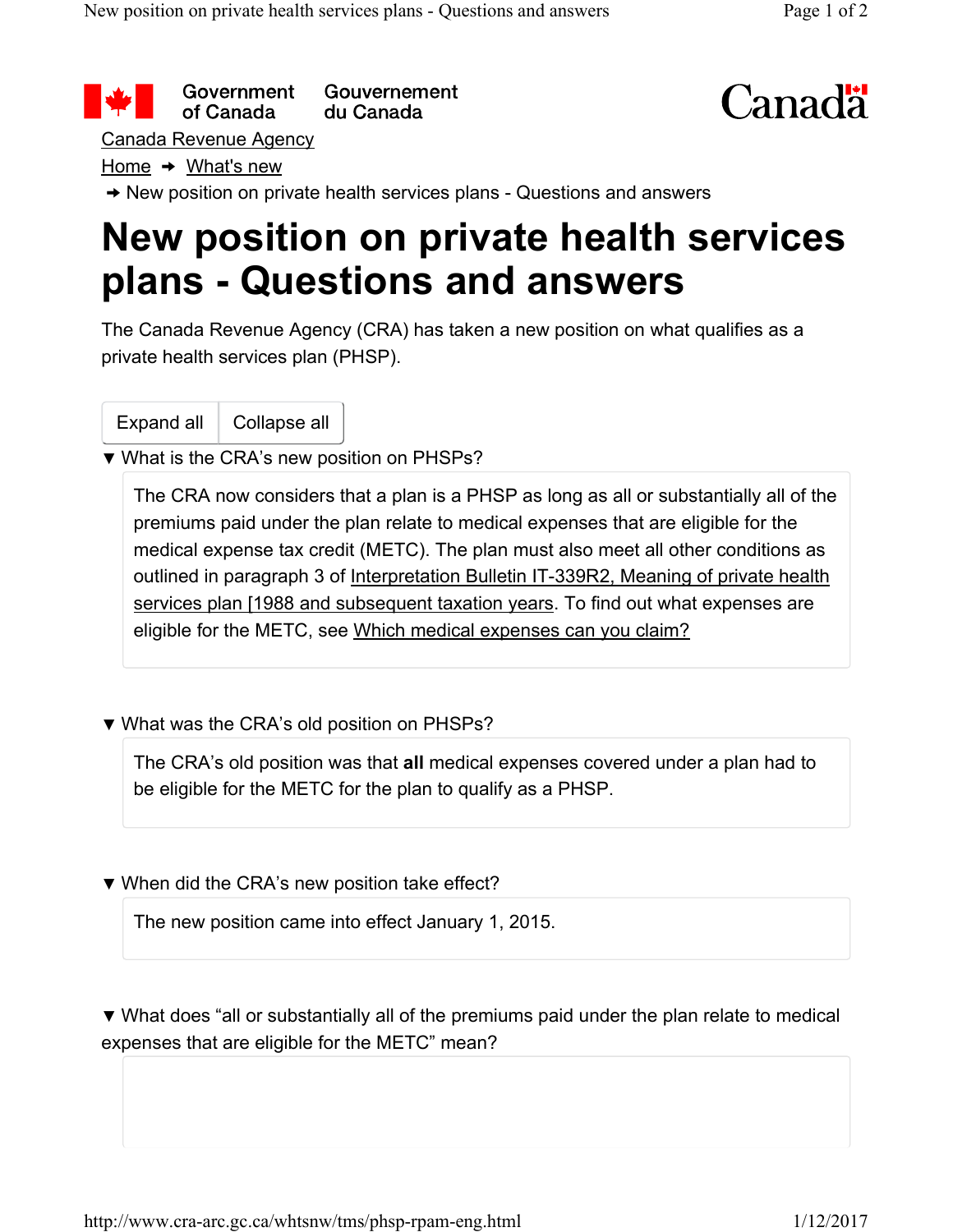Government of Canada / Gouvernement du Canada

Canada Revenue Agency

Home → What's new

→ New position on private health services plans - Questions and answers

# New position on private health services plans - Questions and answers

The Canada Revenue Agency (CRA) has taken a new position on what qualifies as a private health services plan (PHSP).

Expand all | Collapse all

▼ What is the CRA's new position on PHSPs?

The CRA now considers that a plan is a PHSP as long as all or substantially all of the premiums paid under the plan relate to medical expenses that are eligible for the medical expense tax credit (METC). The plan must also meet all other conditions as outlined in paragraph 3 of Interpretation Bulletin IT-339R2, Meaning of private health services plan [1988 and subsequent taxation years. To find out what expenses are eligible for the METC, see Which medical expenses can you claim?

▼ What was the CRA's old position on PHSPs?

The CRA's old position was that **all** medical expenses covered under a plan had to be eligible for the METC for the plan to qualify as a PHSP.

▼ When did the CRA's new position take effect?

The new position came into effect January 1, 2015.

▼ What does "all or substantially all of the premiums paid under the plan relate to medical expenses that are eligible for the METC" mean?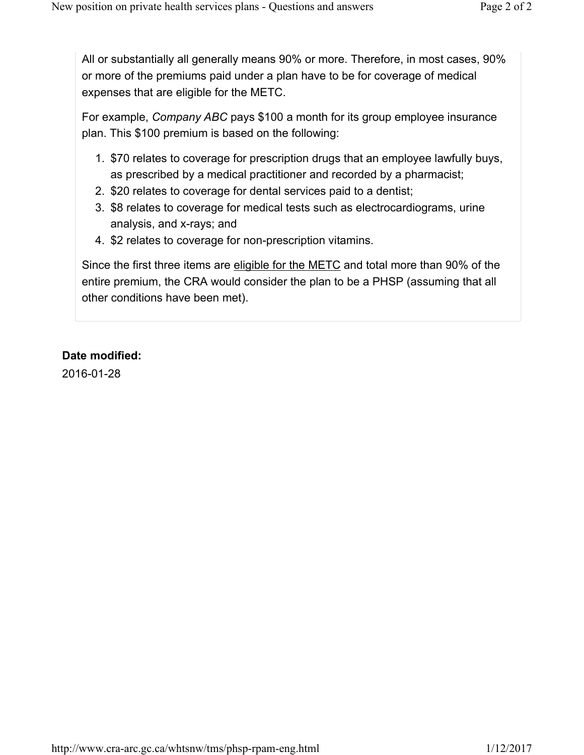All or substantially all generally means 90% or more. Therefore, in most cases, 90% or more of the premiums paid under a plan have to be for coverage of medical expenses that are eligible for the METC.

For example, *Company ABC* pays $100 a month for its group employee insurance plan. This $100 premium is based on the following:

1. $70 relates to coverage for prescription drugs that an employee lawfully buys, as prescribed by a medical practitioner and recorded by a pharmacist;
2. $20 relates to coverage for dental services paid to a dentist;
3. $8 relates to coverage for medical tests such as electrocardiograms, urine analysis, and x-rays; and
4. $2 relates to coverage for non-prescription vitamins.

Since the first three items are eligible for the METC and total more than 90% of the entire premium, the CRA would consider the plan to be a PHSP (assuming that all other conditions have been met).

**Date modified:**

2016-01-28